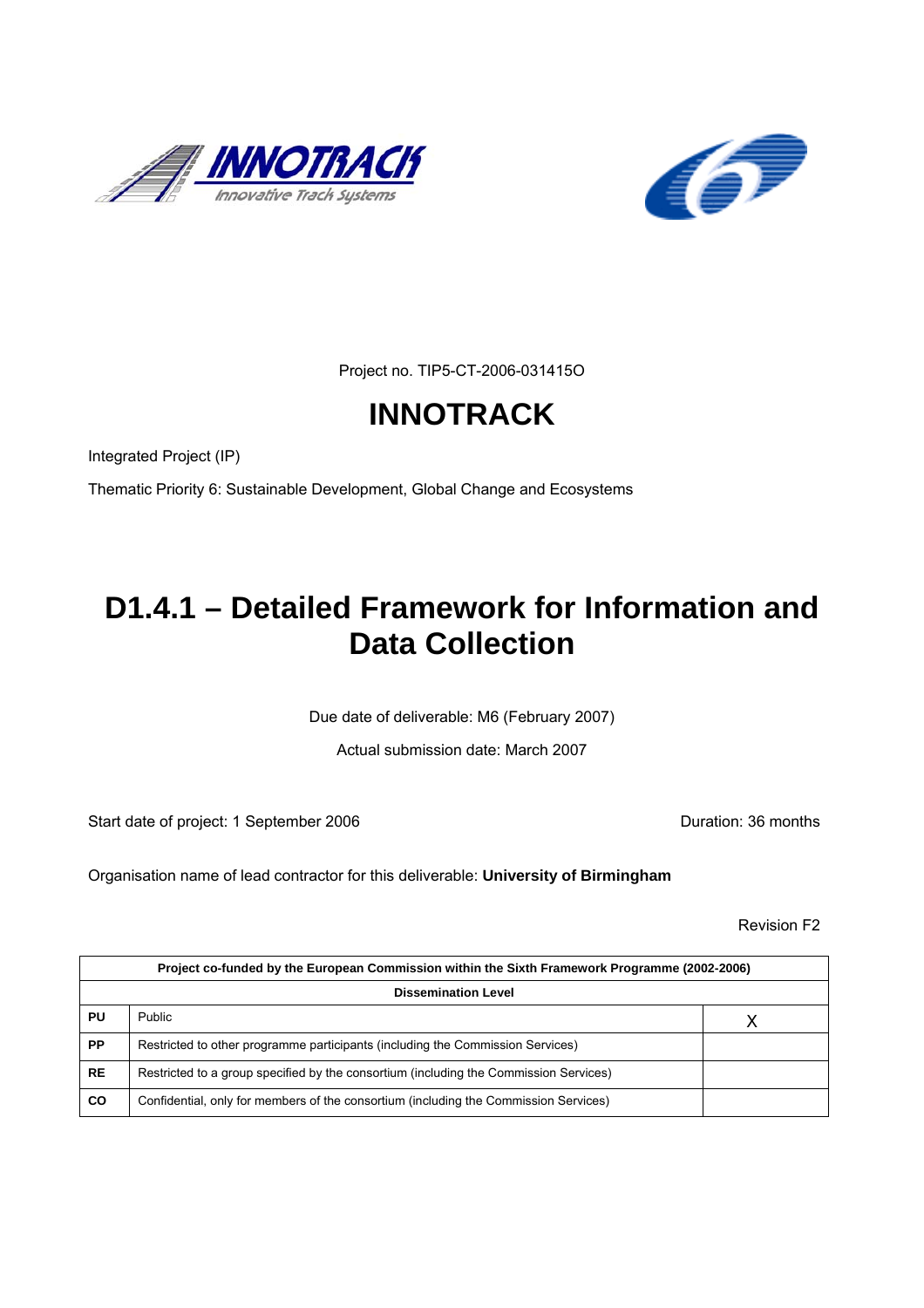Project no. TIP5-CT-2006-031415O

# INNOTRACK

Integrated Project (IP)

Thematic Priority 6: Sustainable Development, Global Change and Ecosystems

# D1.4.1 – Detailed Framework for Information and Data Collection

Due date of deliverable: M6 (February 2007)

Actual submission date: March 2007

Start date of project: 1 September 2006 | Duration: 36 months

Organisation name of lead contractor for this deliverable: **University of Birmingham**

Revision F2

| **Project co-funded by the European Commission within the Sixth Framework Programme (2002-2006)** | | |
|---|---|---|
| **Dissemination Level** | | |
| **PU** | Public | X |
| **PP** | Restricted to other programme participants (including the Commission Services) | |
| **RE** | Restricted to a group specified by the consortium (including the Commission Services) | |
| **CO** | Confidential, only for members of the consortium (including the Commission Services) | |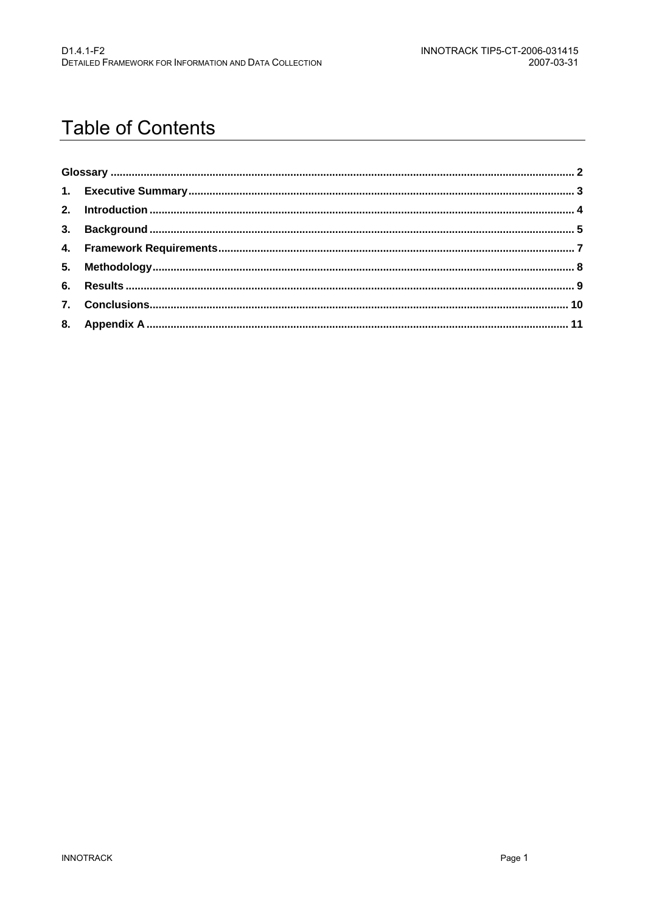# Table of Contents

Glossary ........................................................................................................................................ 2

1. Executive Summary ............................................................................................................... 3
2. Introduction ........................................................................................................................... 4
3. Background ........................................................................................................................... 5
4. Framework Requirements ..................................................................................................... 7
5. Methodology ........................................................................................................................... 8
6. Results .................................................................................................................................... 9
7. Conclusions .......................................................................................................................... 10
8. Appendix A ........................................................................................................................... 11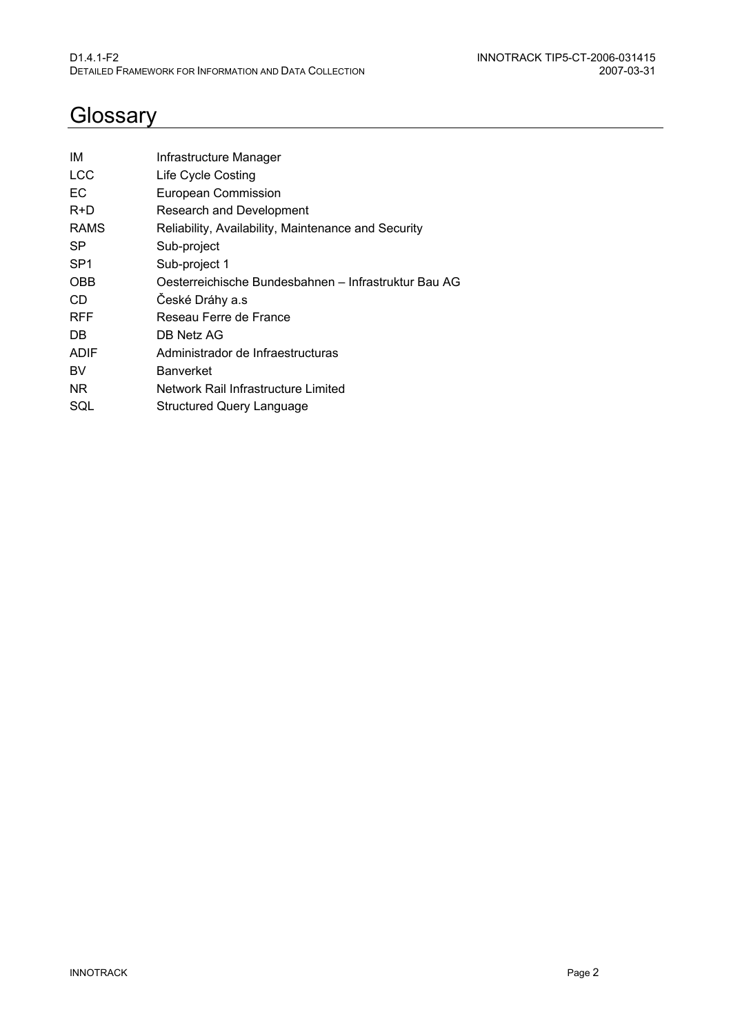# Glossary

| | |
|---|---|
| IM | Infrastructure Manager |
| LCC | Life Cycle Costing |
| EC | European Commission |
| R+D | Research and Development |
| RAMS | Reliability, Availability, Maintenance and Security |
| SP | Sub-project |
| SP1 | Sub-project 1 |
| OBB | Oesterreichische Bundesbahnen – Infrastruktur Bau AG |
| CD | České Dráhy a.s |
| RFF | Reseau Ferre de France |
| DB | DB Netz AG |
| ADIF | Administrador de Infraestructuras |
| BV | Banverket |
| NR | Network Rail Infrastructure Limited |
| SQL | Structured Query Language |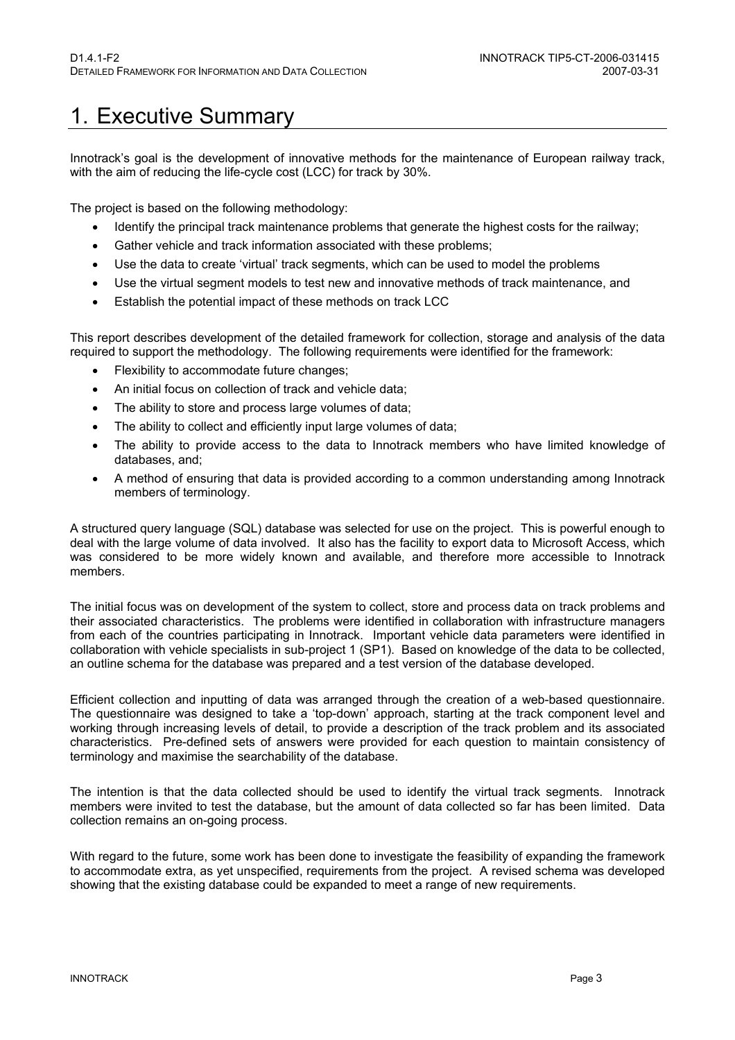# 1. Executive Summary

Innotrack's goal is the development of innovative methods for the maintenance of European railway track, with the aim of reducing the life-cycle cost (LCC) for track by 30%.

The project is based on the following methodology:

- Identify the principal track maintenance problems that generate the highest costs for the railway;
- Gather vehicle and track information associated with these problems;
- Use the data to create 'virtual' track segments, which can be used to model the problems
- Use the virtual segment models to test new and innovative methods of track maintenance, and
- Establish the potential impact of these methods on track LCC

This report describes development of the detailed framework for collection, storage and analysis of the data required to support the methodology. The following requirements were identified for the framework:

- Flexibility to accommodate future changes;
- An initial focus on collection of track and vehicle data;
- The ability to store and process large volumes of data;
- The ability to collect and efficiently input large volumes of data;
- The ability to provide access to the data to Innotrack members who have limited knowledge of databases, and;
- A method of ensuring that data is provided according to a common understanding among Innotrack members of terminology.

A structured query language (SQL) database was selected for use on the project. This is powerful enough to deal with the large volume of data involved. It also has the facility to export data to Microsoft Access, which was considered to be more widely known and available, and therefore more accessible to Innotrack members.

The initial focus was on development of the system to collect, store and process data on track problems and their associated characteristics. The problems were identified in collaboration with infrastructure managers from each of the countries participating in Innotrack. Important vehicle data parameters were identified in collaboration with vehicle specialists in sub-project 1 (SP1). Based on knowledge of the data to be collected, an outline schema for the database was prepared and a test version of the database developed.

Efficient collection and inputting of data was arranged through the creation of a web-based questionnaire. The questionnaire was designed to take a 'top-down' approach, starting at the track component level and working through increasing levels of detail, to provide a description of the track problem and its associated characteristics. Pre-defined sets of answers were provided for each question to maintain consistency of terminology and maximise the searchability of the database.

The intention is that the data collected should be used to identify the virtual track segments. Innotrack members were invited to test the database, but the amount of data collected so far has been limited. Data collection remains an on-going process.

With regard to the future, some work has been done to investigate the feasibility of expanding the framework to accommodate extra, as yet unspecified, requirements from the project. A revised schema was developed showing that the existing database could be expanded to meet a range of new requirements.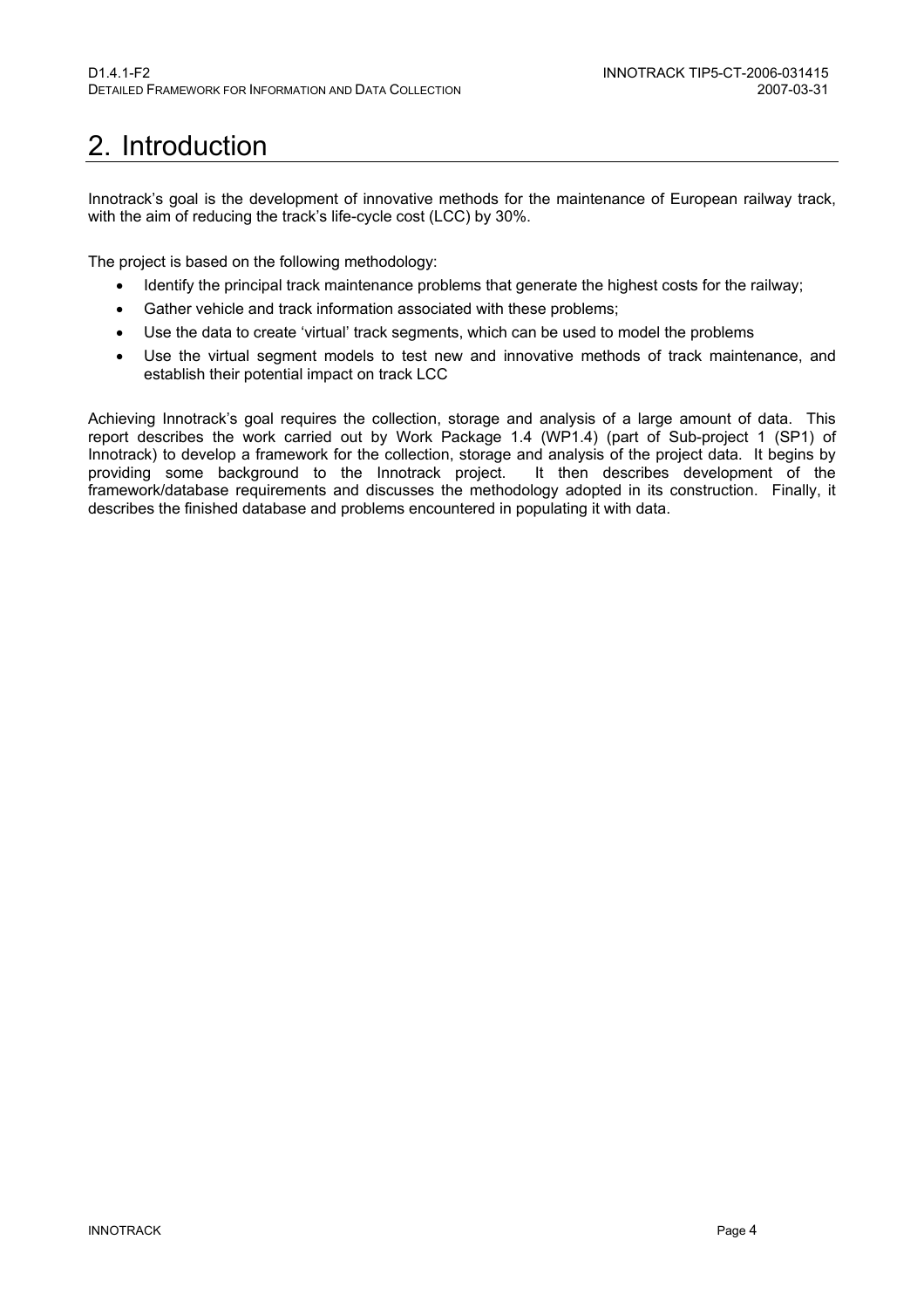# 2. Introduction

Innotrack's goal is the development of innovative methods for the maintenance of European railway track, with the aim of reducing the track's life-cycle cost (LCC) by 30%.

The project is based on the following methodology:

- Identify the principal track maintenance problems that generate the highest costs for the railway;
- Gather vehicle and track information associated with these problems;
- Use the data to create 'virtual' track segments, which can be used to model the problems
- Use the virtual segment models to test new and innovative methods of track maintenance, and establish their potential impact on track LCC

Achieving Innotrack's goal requires the collection, storage and analysis of a large amount of data. This report describes the work carried out by Work Package 1.4 (WP1.4) (part of Sub-project 1 (SP1) of Innotrack) to develop a framework for the collection, storage and analysis of the project data. It begins by providing some background to the Innotrack project. It then describes development of the framework/database requirements and discusses the methodology adopted in its construction. Finally, it describes the finished database and problems encountered in populating it with data.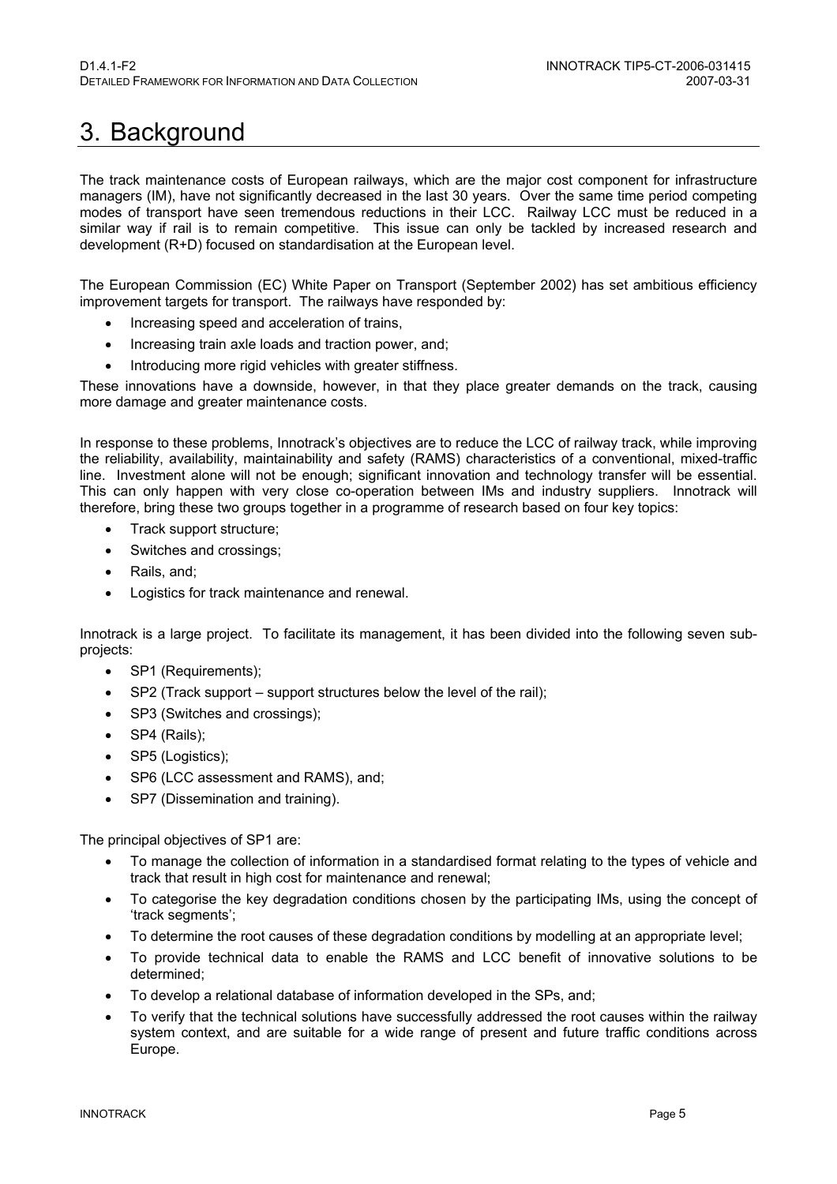# 3. Background

The track maintenance costs of European railways, which are the major cost component for infrastructure managers (IM), have not significantly decreased in the last 30 years. Over the same time period competing modes of transport have seen tremendous reductions in their LCC. Railway LCC must be reduced in a similar way if rail is to remain competitive. This issue can only be tackled by increased research and development (R+D) focused on standardisation at the European level.

The European Commission (EC) White Paper on Transport (September 2002) has set ambitious efficiency improvement targets for transport. The railways have responded by:

- Increasing speed and acceleration of trains,
- Increasing train axle loads and traction power, and;
- Introducing more rigid vehicles with greater stiffness.

These innovations have a downside, however, in that they place greater demands on the track, causing more damage and greater maintenance costs.

In response to these problems, Innotrack's objectives are to reduce the LCC of railway track, while improving the reliability, availability, maintainability and safety (RAMS) characteristics of a conventional, mixed-traffic line. Investment alone will not be enough; significant innovation and technology transfer will be essential. This can only happen with very close co-operation between IMs and industry suppliers. Innotrack will therefore, bring these two groups together in a programme of research based on four key topics:

- Track support structure;
- Switches and crossings;
- Rails, and;
- Logistics for track maintenance and renewal.

Innotrack is a large project. To facilitate its management, it has been divided into the following seven sub-projects:

- SP1 (Requirements);
- SP2 (Track support – support structures below the level of the rail);
- SP3 (Switches and crossings);
- SP4 (Rails);
- SP5 (Logistics);
- SP6 (LCC assessment and RAMS), and;
- SP7 (Dissemination and training).

The principal objectives of SP1 are:

- To manage the collection of information in a standardised format relating to the types of vehicle and track that result in high cost for maintenance and renewal;
- To categorise the key degradation conditions chosen by the participating IMs, using the concept of 'track segments';
- To determine the root causes of these degradation conditions by modelling at an appropriate level;
- To provide technical data to enable the RAMS and LCC benefit of innovative solutions to be determined;
- To develop a relational database of information developed in the SPs, and;
- To verify that the technical solutions have successfully addressed the root causes within the railway system context, and are suitable for a wide range of present and future traffic conditions across Europe.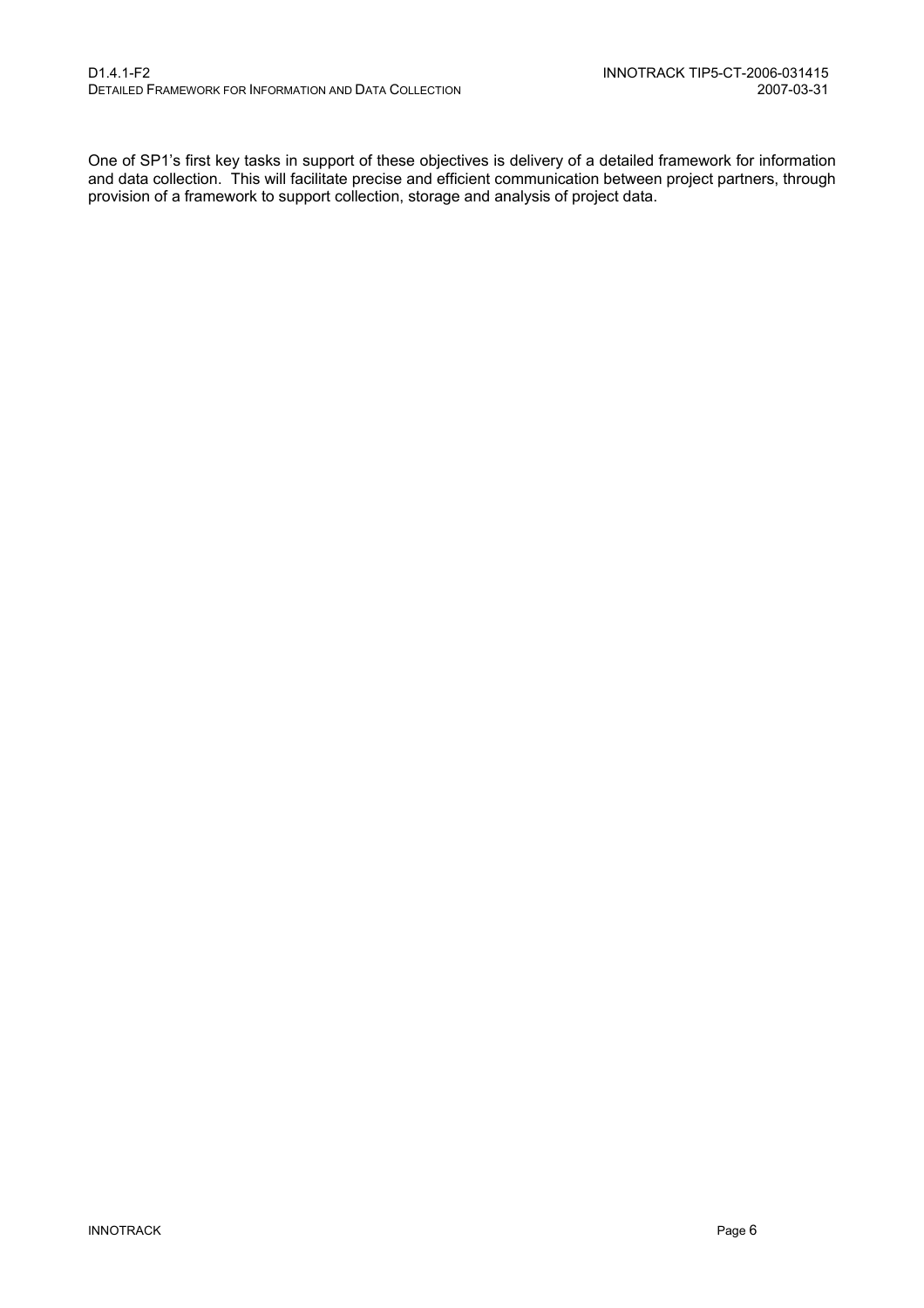One of SP1's first key tasks in support of these objectives is delivery of a detailed framework for information and data collection. This will facilitate precise and efficient communication between project partners, through provision of a framework to support collection, storage and analysis of project data.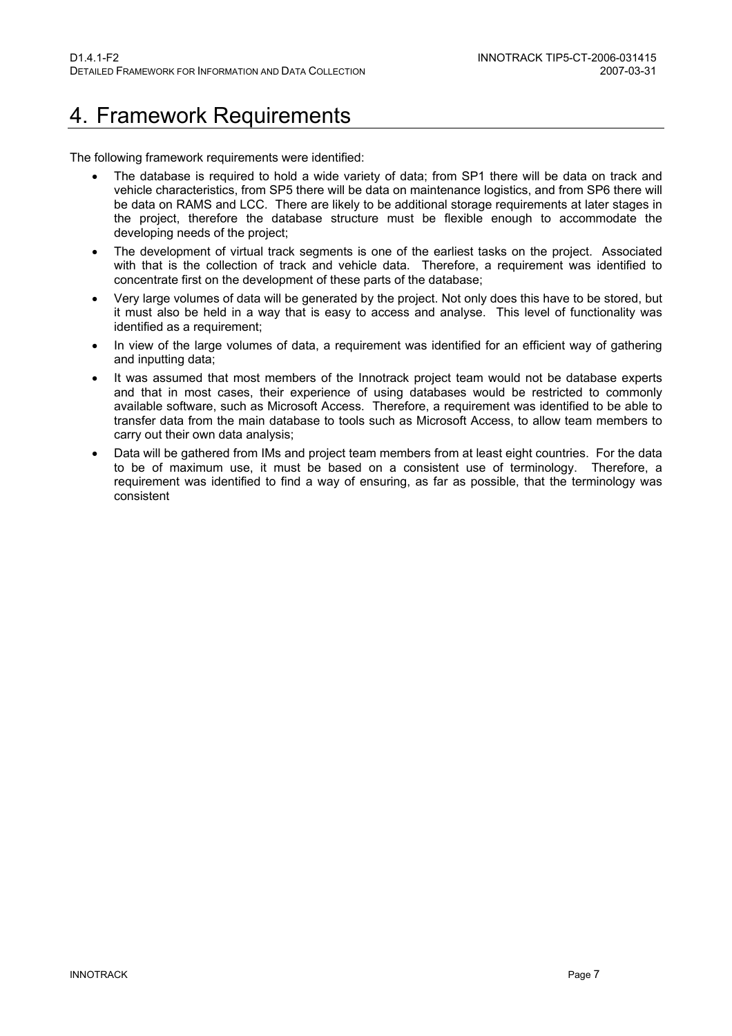# 4. Framework Requirements

The following framework requirements were identified:

- The database is required to hold a wide variety of data; from SP1 there will be data on track and vehicle characteristics, from SP5 there will be data on maintenance logistics, and from SP6 there will be data on RAMS and LCC. There are likely to be additional storage requirements at later stages in the project, therefore the database structure must be flexible enough to accommodate the developing needs of the project;
- The development of virtual track segments is one of the earliest tasks on the project. Associated with that is the collection of track and vehicle data. Therefore, a requirement was identified to concentrate first on the development of these parts of the database;
- Very large volumes of data will be generated by the project. Not only does this have to be stored, but it must also be held in a way that is easy to access and analyse. This level of functionality was identified as a requirement;
- In view of the large volumes of data, a requirement was identified for an efficient way of gathering and inputting data;
- It was assumed that most members of the Innotrack project team would not be database experts and that in most cases, their experience of using databases would be restricted to commonly available software, such as Microsoft Access. Therefore, a requirement was identified to be able to transfer data from the main database to tools such as Microsoft Access, to allow team members to carry out their own data analysis;
- Data will be gathered from IMs and project team members from at least eight countries. For the data to be of maximum use, it must be based on a consistent use of terminology. Therefore, a requirement was identified to find a way of ensuring, as far as possible, that the terminology was consistent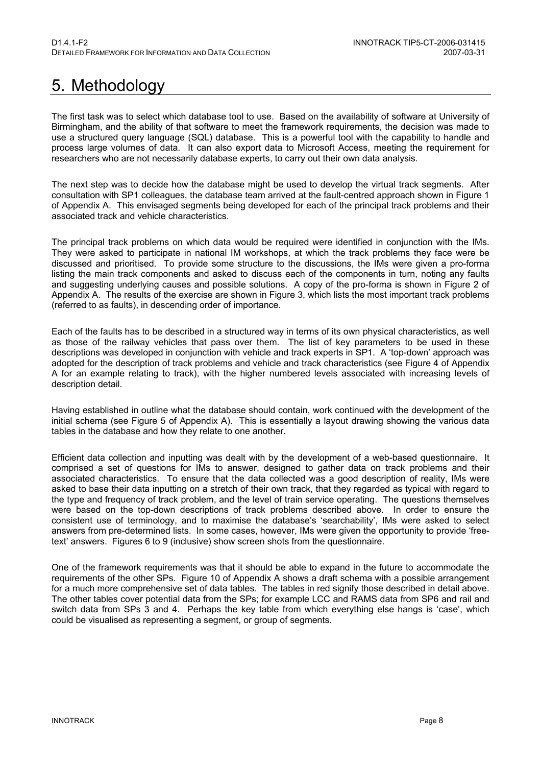# 5. Methodology

The first task was to select which database tool to use. Based on the availability of software at University of Birmingham, and the ability of that software to meet the framework requirements, the decision was made to use a structured query language (SQL) database. This is a powerful tool with the capability to handle and process large volumes of data. It can also export data to Microsoft Access, meeting the requirement for researchers who are not necessarily database experts, to carry out their own data analysis.

The next step was to decide how the database might be used to develop the virtual track segments. After consultation with SP1 colleagues, the database team arrived at the fault-centred approach shown in Figure 1 of Appendix A. This envisaged segments being developed for each of the principal track problems and their associated track and vehicle characteristics.

The principal track problems on which data would be required were identified in conjunction with the IMs. They were asked to participate in national IM workshops, at which the track problems they face were be discussed and prioritised. To provide some structure to the discussions, the IMs were given a pro-forma listing the main track components and asked to discuss each of the components in turn, noting any faults and suggesting underlying causes and possible solutions. A copy of the pro-forma is shown in Figure 2 of Appendix A. The results of the exercise are shown in Figure 3, which lists the most important track problems (referred to as faults), in descending order of importance.

Each of the faults has to be described in a structured way in terms of its own physical characteristics, as well as those of the railway vehicles that pass over them. The list of key parameters to be used in these descriptions was developed in conjunction with vehicle and track experts in SP1. A 'top-down' approach was adopted for the description of track problems and vehicle and track characteristics (see Figure 4 of Appendix A for an example relating to track), with the higher numbered levels associated with increasing levels of description detail.

Having established in outline what the database should contain, work continued with the development of the initial schema (see Figure 5 of Appendix A). This is essentially a layout drawing showing the various data tables in the database and how they relate to one another.

Efficient data collection and inputting was dealt with by the development of a web-based questionnaire. It comprised a set of questions for IMs to answer, designed to gather data on track problems and their associated characteristics. To ensure that the data collected was a good description of reality, IMs were asked to base their data inputting on a stretch of their own track, that they regarded as typical with regard to the type and frequency of track problem, and the level of train service operating. The questions themselves were based on the top-down descriptions of track problems described above. In order to ensure the consistent use of terminology, and to maximise the database's 'searchability', IMs were asked to select answers from pre-determined lists. In some cases, however, IMs were given the opportunity to provide 'free-text' answers. Figures 6 to 9 (inclusive) show screen shots from the questionnaire.

One of the framework requirements was that it should be able to expand in the future to accommodate the requirements of the other SPs. Figure 10 of Appendix A shows a draft schema with a possible arrangement for a much more comprehensive set of data tables. The tables in red signify those described in detail above. The other tables cover potential data from the SPs; for example LCC and RAMS data from SP6 and rail and switch data from SPs 3 and 4. Perhaps the key table from which everything else hangs is 'case', which could be visualised as representing a segment, or group of segments.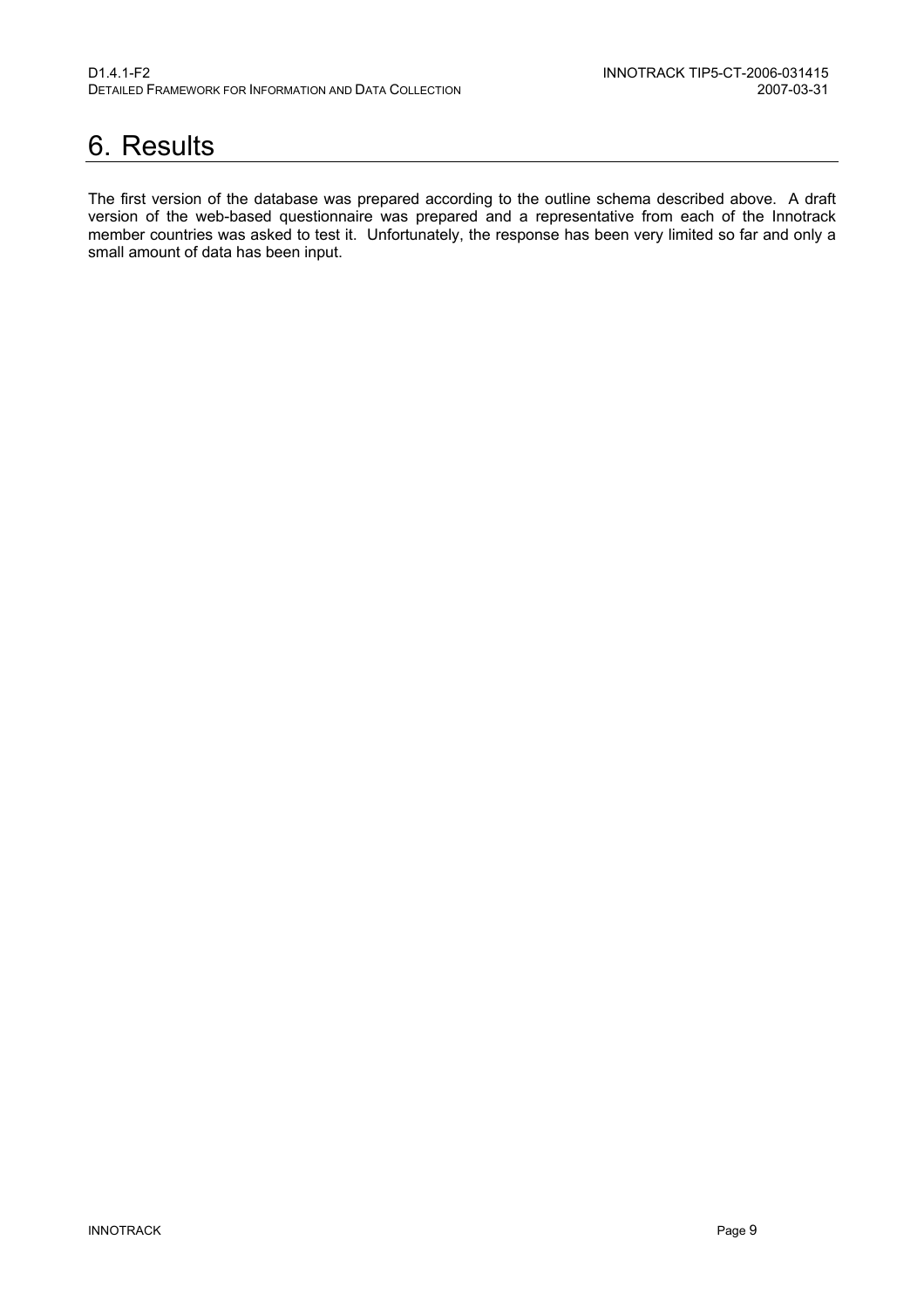# 6. Results

The first version of the database was prepared according to the outline schema described above. A draft version of the web-based questionnaire was prepared and a representative from each of the Innotrack member countries was asked to test it. Unfortunately, the response has been very limited so far and only a small amount of data has been input.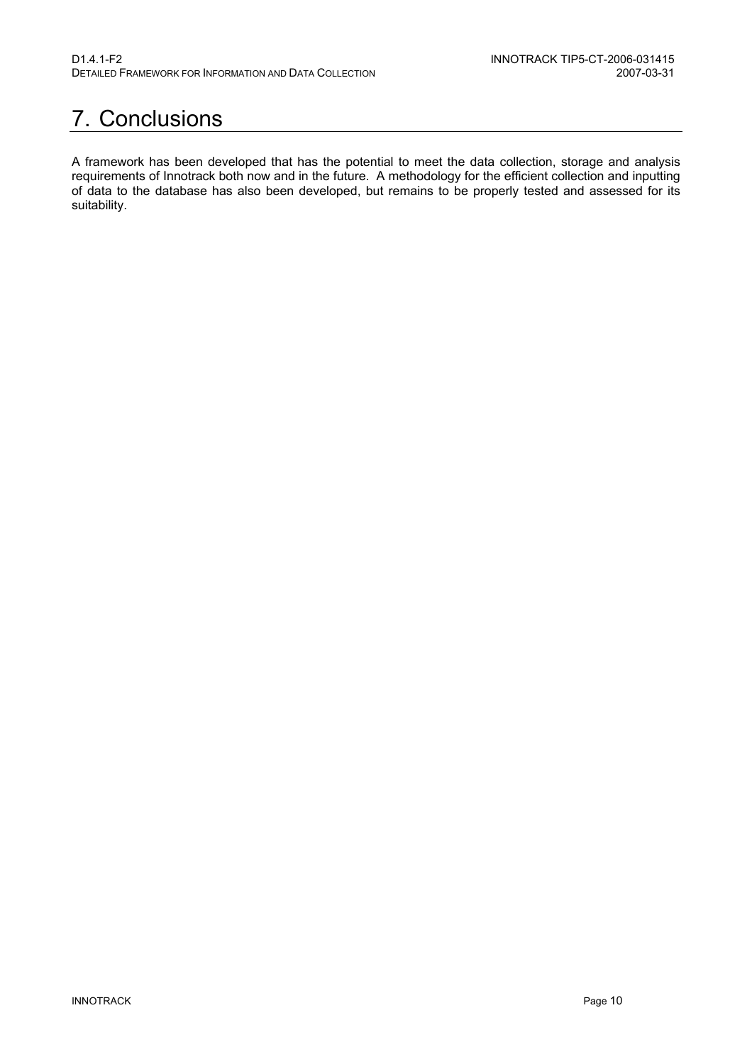# 7. Conclusions

A framework has been developed that has the potential to meet the data collection, storage and analysis requirements of Innotrack both now and in the future. A methodology for the efficient collection and inputting of data to the database has also been developed, but remains to be properly tested and assessed for its suitability.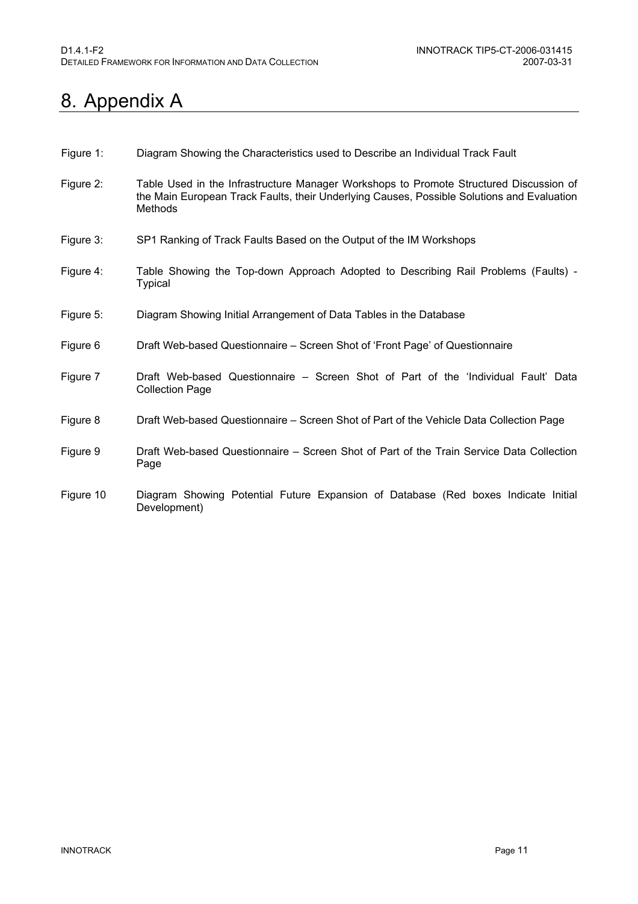# 8. Appendix A

| | |
|---|---|
| Figure 1: | Diagram Showing the Characteristics used to Describe an Individual Track Fault |
| Figure 2: | Table Used in the Infrastructure Manager Workshops to Promote Structured Discussion of the Main European Track Faults, their Underlying Causes, Possible Solutions and Evaluation Methods |
| Figure 3: | SP1 Ranking of Track Faults Based on the Output of the IM Workshops |
| Figure 4: | Table Showing the Top-down Approach Adopted to Describing Rail Problems (Faults) - Typical |
| Figure 5: | Diagram Showing Initial Arrangement of Data Tables in the Database |
| Figure 6 | Draft Web-based Questionnaire – Screen Shot of 'Front Page' of Questionnaire |
| Figure 7 | Draft Web-based Questionnaire – Screen Shot of Part of the 'Individual Fault' Data Collection Page |
| Figure 8 | Draft Web-based Questionnaire – Screen Shot of Part of the Vehicle Data Collection Page |
| Figure 9 | Draft Web-based Questionnaire – Screen Shot of Part of the Train Service Data Collection Page |
| Figure 10 | Diagram Showing Potential Future Expansion of Database (Red boxes Indicate Initial Development) |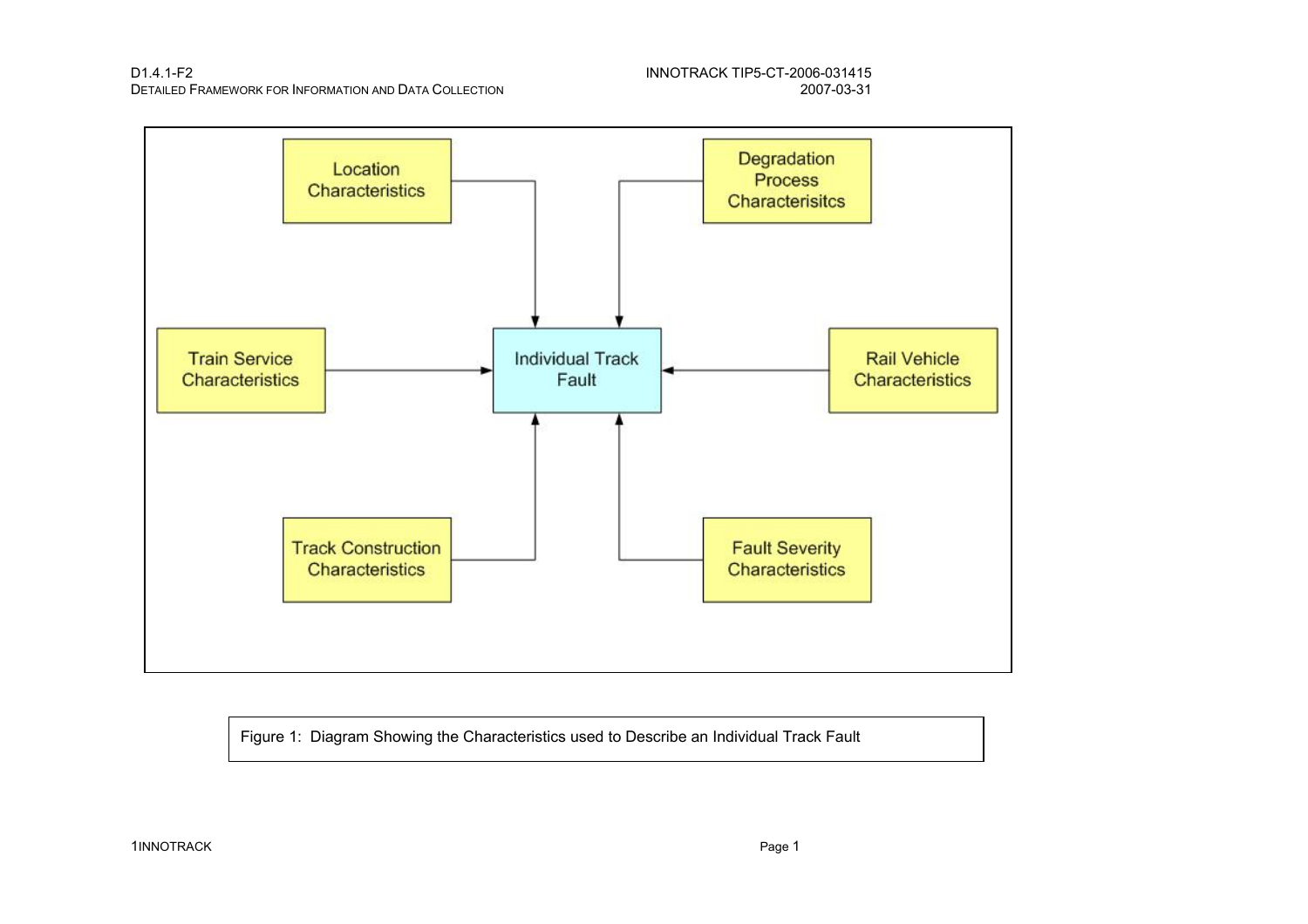Location Characteristics

Degradation Process Characterisitcs

Train Service Characteristics

Individual Track Fault

Rail Vehicle Characteristics

Track Construction Characteristics

Fault Severity Characteristics

Figure 1: Diagram Showing the Characteristics used to Describe an Individual Track Fault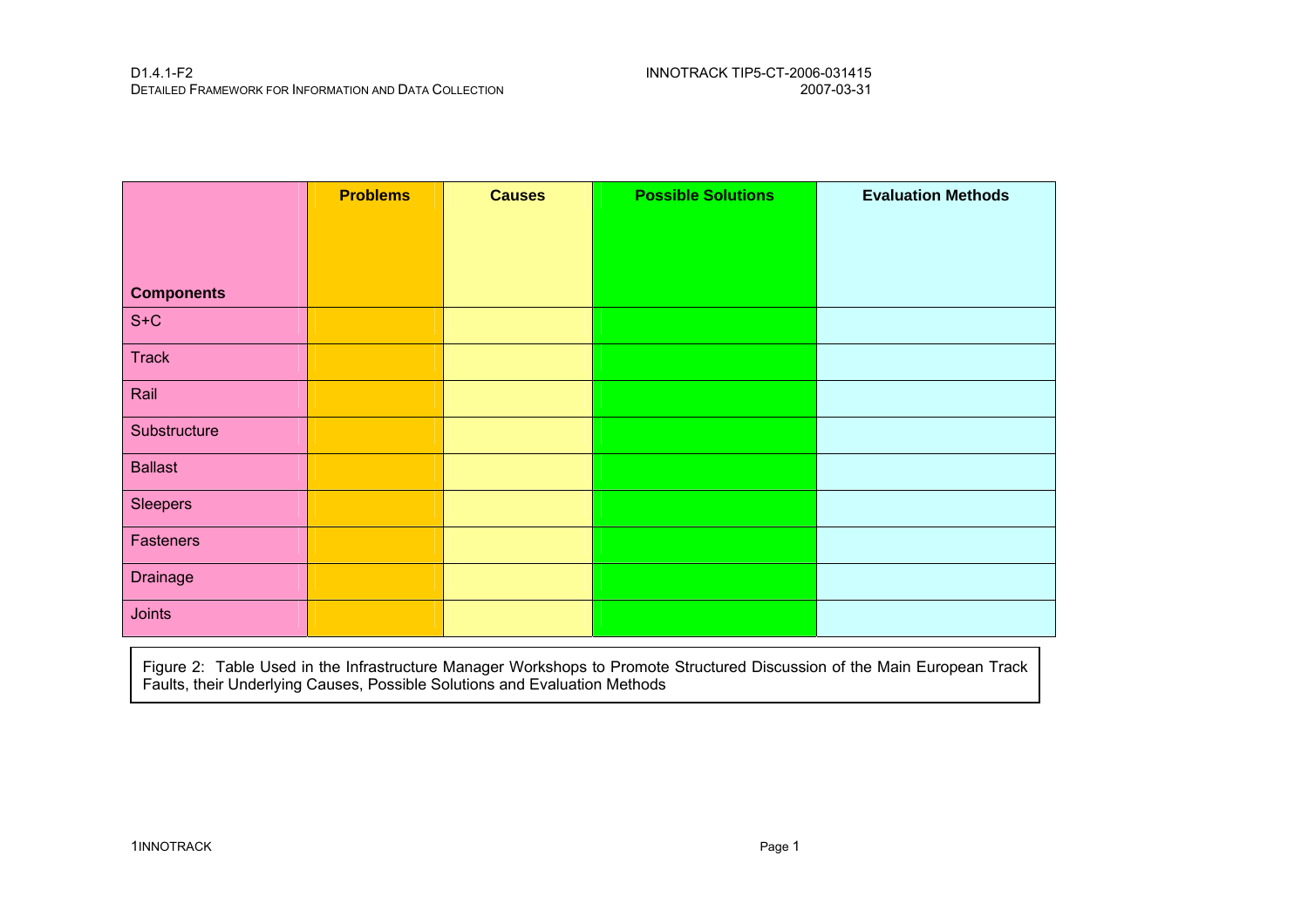| Components | Problems | Causes | Possible Solutions | Evaluation Methods |
|---|---|---|---|---|
| S+C | | | | |
| Track | | | | |
| Rail | | | | |
| Substructure | | | | |
| Ballast | | | | |
| Sleepers | | | | |
| Fasteners | | | | |
| Drainage | | | | |
| Joints | | | | |

Figure 2: Table Used in the Infrastructure Manager Workshops to Promote Structured Discussion of the Main European Track Faults, their Underlying Causes, Possible Solutions and Evaluation Methods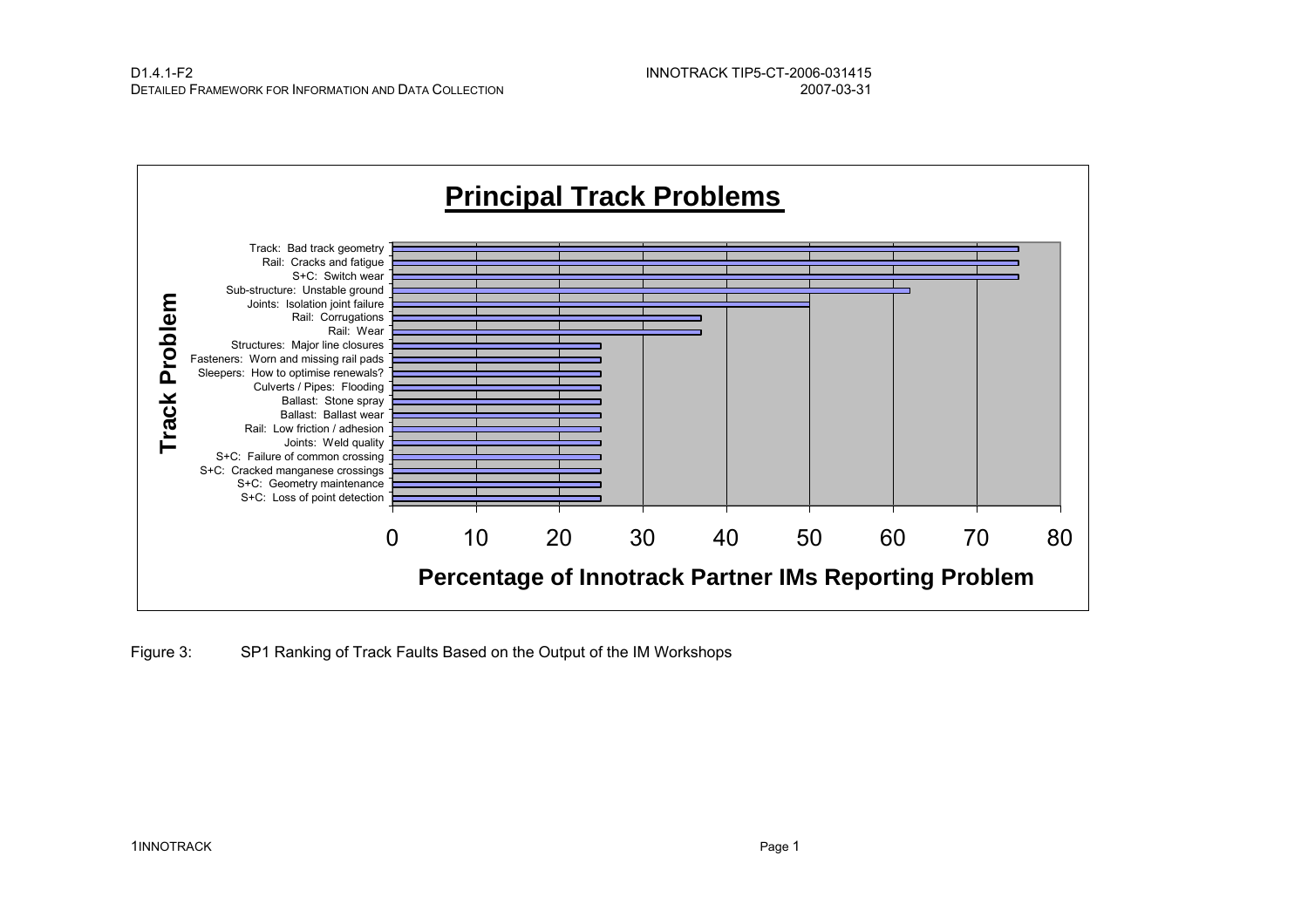## Principal Track Problems

| Track Problem | Percentage of Innotrack Partner IMs Reporting Problem |
|---|---|
| Track: Bad track geometry | 75 |
| Rail: Cracks and fatigue | 75 |
| S+C: Switch wear | 75 |
| Sub-structure: Unstable ground | 62 |
| Joints: Isolation joint failure | 50 |
| Rail: Corrugations | 37 |
| Rail: Wear | 37 |
| Structures: Major line closures | 25 |
| Fasteners: Worn and missing rail pads | 25 |
| Sleepers: How to optimise renewals? | 25 |
| Culverts / Pipes: Flooding | 25 |
| Ballast: Stone spray | 25 |
| Ballast: Ballast wear | 25 |
| Rail: Low friction / adhesion | 25 |
| Joints: Weld quality | 25 |
| S+C: Failure of common crossing | 25 |
| S+C: Cracked manganese crossings | 25 |
| S+C: Geometry maintenance | 25 |
| S+C: Loss of point detection | 25 |

Figure 3: SP1 Ranking of Track Faults Based on the Output of the IM Workshops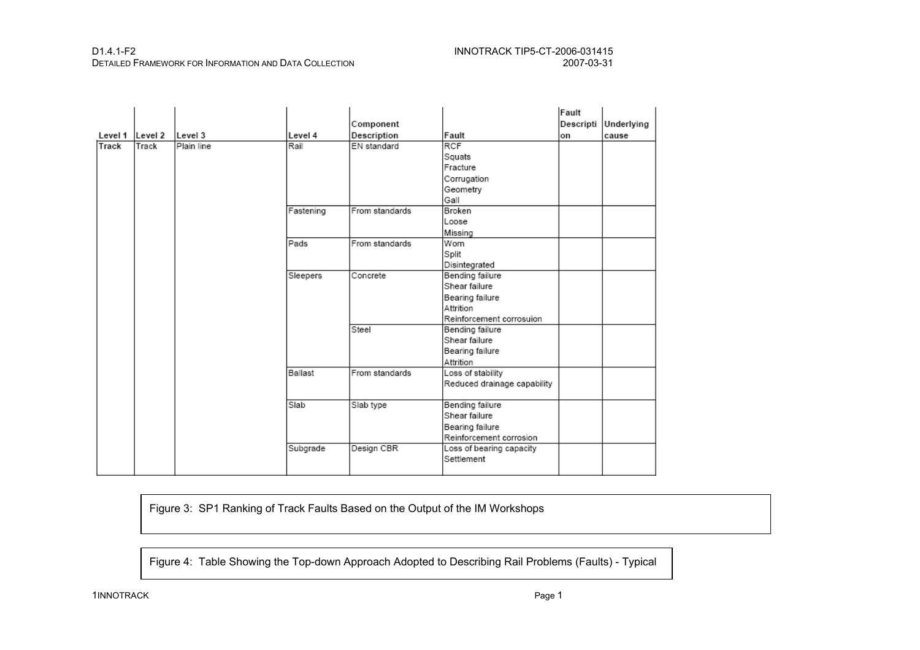| Level 1 | Level 2 | Level 3 | Level 4 | Component Description | Fault | Fault Description | Underlying cause |
|---|---|---|---|---|---|---|---|
| Track | Track | Plain line | Rail | EN standard | RCF<br>Squats<br>Fracture<br>Corrugation<br>Geometry<br>Gall | | |
| | | | Fastening | From standards | Broken<br>Loose<br>Missing | | |
| | | | Pads | From standards | Worn<br>Split<br>Disintegrated | | |
| | | | Sleepers | Concrete | Bending failure<br>Shear failure<br>Bearing failure<br>Attrition<br>Reinforcement corrosuion | | |
| | | | | Steel | Bending failure<br>Shear failure<br>Bearing failure<br>Attrition | | |
| | | | Ballast | From standards | Loss of stability<br>Reduced drainage capability | | |
| | | | Slab | Slab type | Bending failure<br>Shear failure<br>Bearing failure<br>Reinforcement corrosion | | |
| | | | Subgrade | Design CBR | Loss of bearing capacity<br>Settlement | | |

Figure 3: SP1 Ranking of Track Faults Based on the Output of the IM Workshops

Figure 4: Table Showing the Top-down Approach Adopted to Describing Rail Problems (Faults) - Typical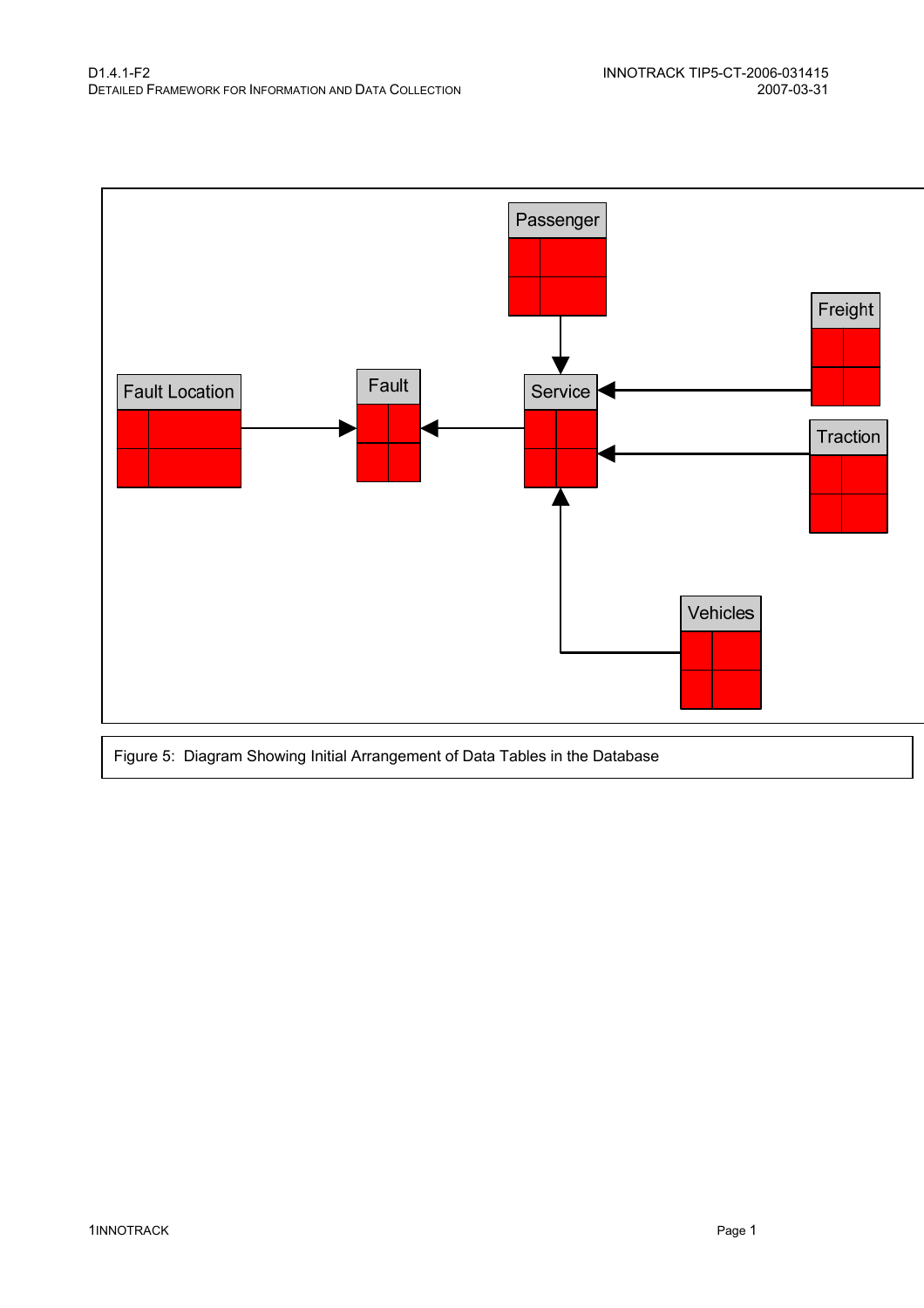Passenger

Freight

Fault Location

Fault

Service

Traction

Vehicles

Figure 5: Diagram Showing Initial Arrangement of Data Tables in the Database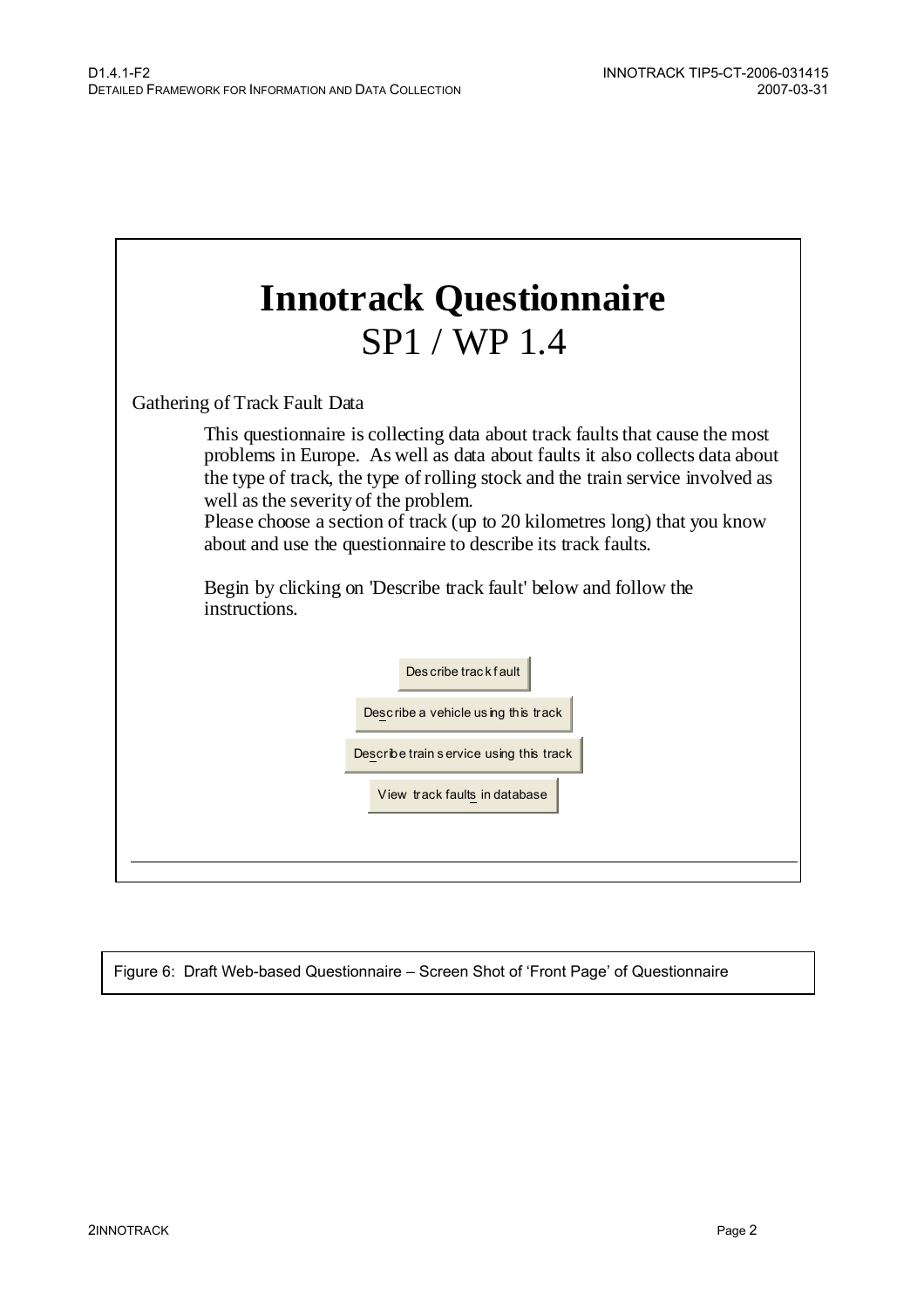# Innotrack Questionnaire
## SP1 / WP 1.4

Gathering of Track Fault Data

This questionnaire is collecting data about track faults that cause the most problems in Europe. As well as data about faults it also collects data about the type of track, the type of rolling stock and the train service involved as well as the severity of the problem.
Please choose a section of track (up to 20 kilometres long) that you know about and use the questionnaire to describe its track faults.

Begin by clicking on 'Describe track fault' below and follow the instructions.

Describe track fault

Describe a vehicle using this track

Describe train service using this track

View track faults in database

Figure 6: Draft Web-based Questionnaire – Screen Shot of 'Front Page' of Questionnaire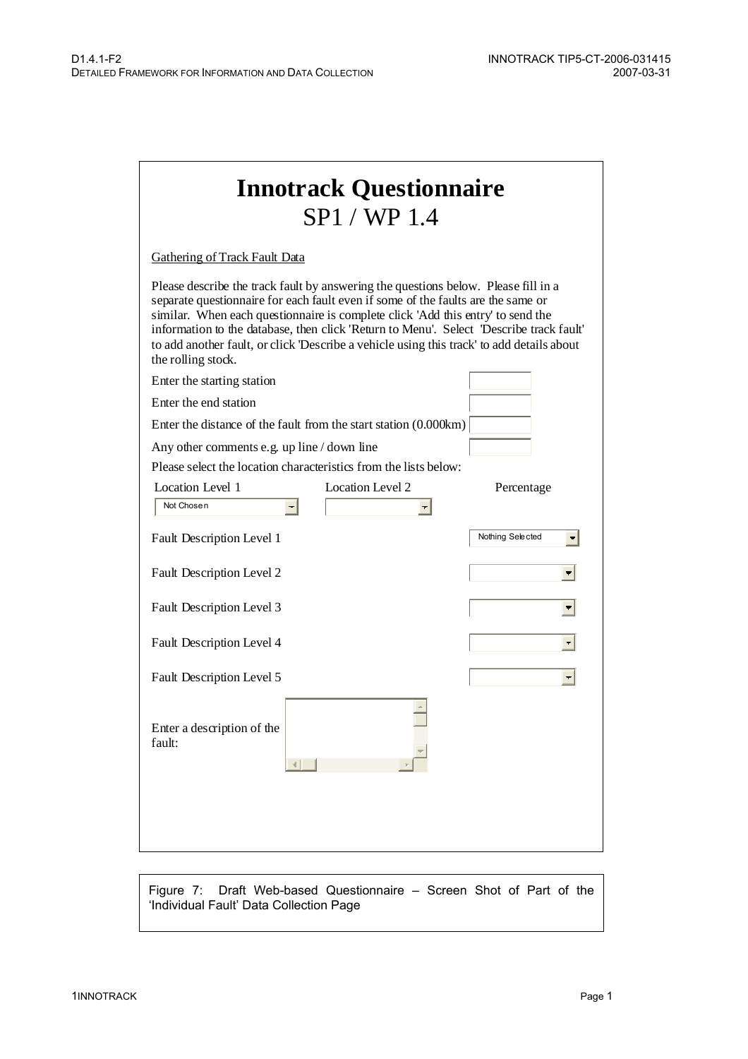# Innotrack Questionnaire

SP1 / WP 1.4

Gathering of Track Fault Data

Please describe the track fault by answering the questions below. Please fill in a separate questionnaire for each fault even if some of the faults are the same or similar. When each questionnaire is complete click 'Add this entry' to send the information to the database, then click 'Return to Menu'. Select 'Describe track fault' to add another fault, or click 'Describe a vehicle using this track' to add details about the rolling stock.

Enter the starting station

Enter the end station

Enter the distance of the fault from the start station (0.000km)

Any other comments e.g. up line / down line

Please select the location characteristics from the lists below:

| Location Level 1 | Location Level 2 | Percentage |
|---|---|---|
| Not Chosen | | |

Fault Description Level 1 — Nothing Selected

Fault Description Level 2

Fault Description Level 3

Fault Description Level 4

Fault Description Level 5

Enter a description of the fault:

Figure 7: Draft Web-based Questionnaire – Screen Shot of Part of the 'Individual Fault' Data Collection Page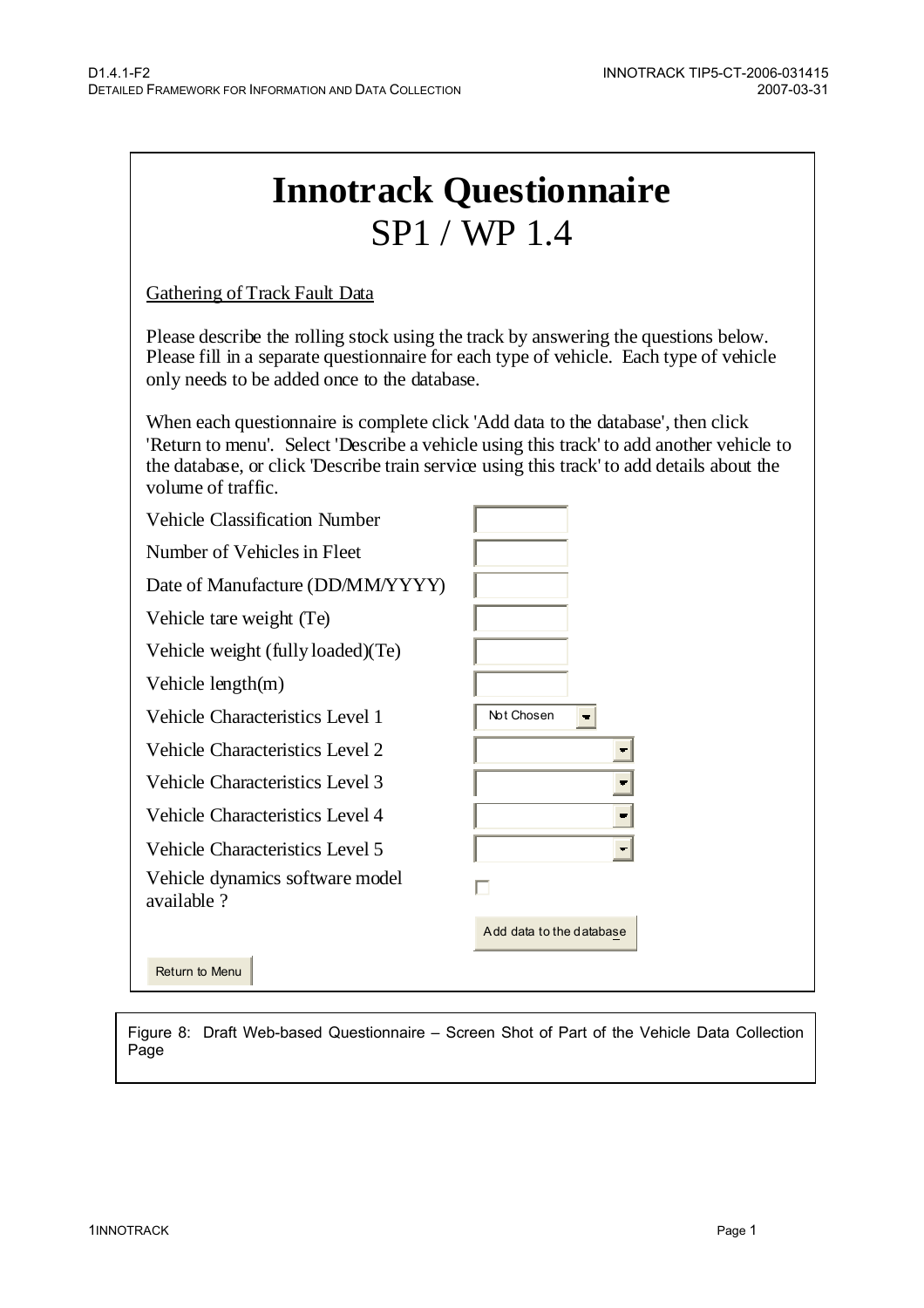# Innotrack Questionnaire

## SP1 / WP 1.4

Gathering of Track Fault Data

Please describe the rolling stock using the track by answering the questions below. Please fill in a separate questionnaire for each type of vehicle. Each type of vehicle only needs to be added once to the database.

When each questionnaire is complete click 'Add data to the database', then click 'Return to menu'. Select 'Describe a vehicle using this track' to add another vehicle to the database, or click 'Describe train service using this track' to add details about the volume of traffic.

| | |
|---|---|
| Vehicle Classification Number | |
| Number of Vehicles in Fleet | |
| Date of Manufacture (DD/MM/YYYY) | |
| Vehicle tare weight (Te) | |
| Vehicle weight (fully loaded)(Te) | |
| Vehicle length(m) | |
| Vehicle Characteristics Level 1 | Not Chosen |
| Vehicle Characteristics Level 2 | |
| Vehicle Characteristics Level 3 | |
| Vehicle Characteristics Level 4 | |
| Vehicle Characteristics Level 5 | |
| Vehicle dynamics software model available ? | ☐ |
| | Add data to the database |

Return to Menu

Figure 8: Draft Web-based Questionnaire – Screen Shot of Part of the Vehicle Data Collection Page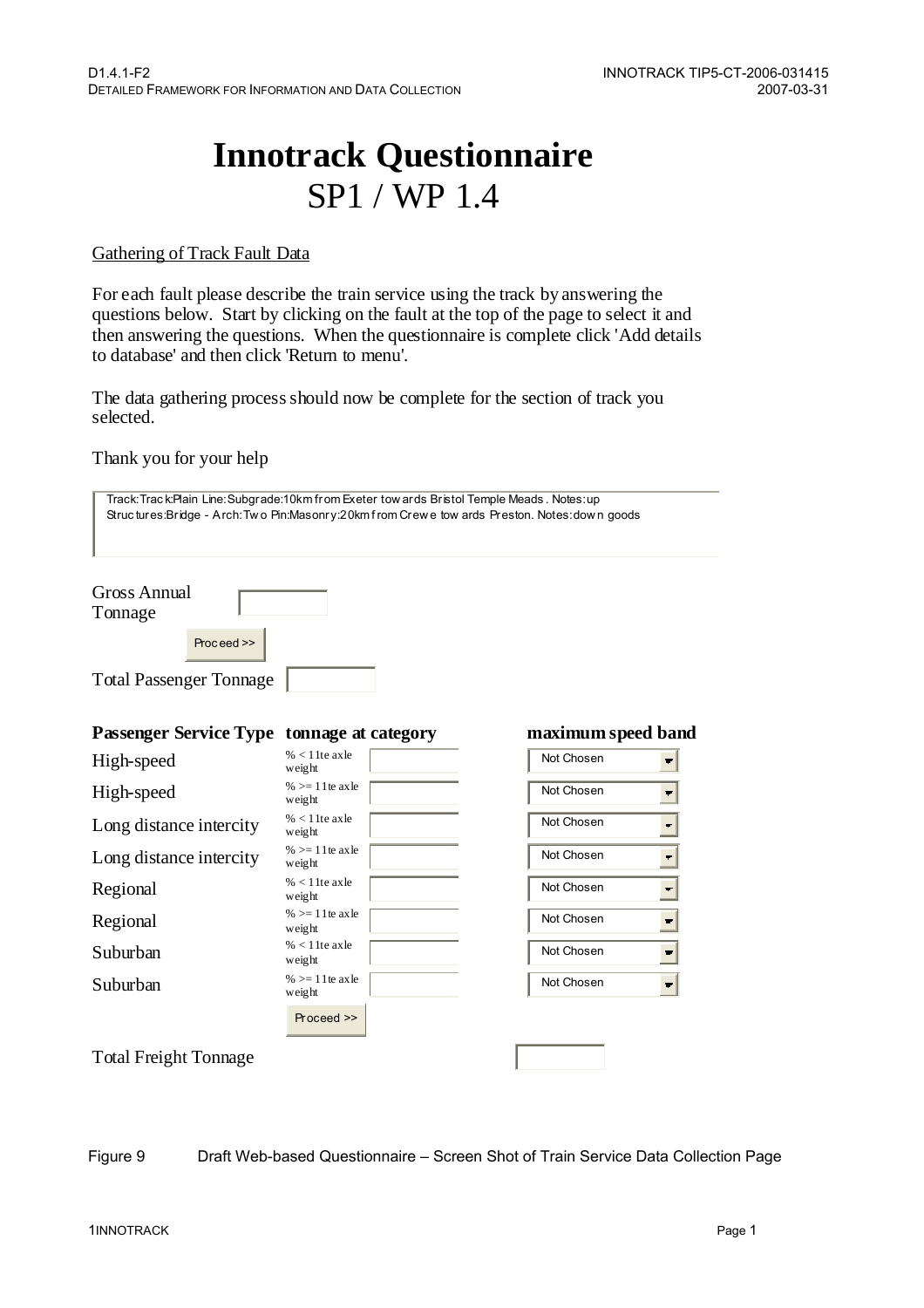# Innotrack Questionnaire

## SP1 / WP 1.4

Gathering of Track Fault Data

For each fault please describe the train service using the track by answering the questions below. Start by clicking on the fault at the top of the page to select it and then answering the questions. When the questionnaire is complete click 'Add details to database' and then click 'Return to menu'.

The data gathering process should now be complete for the section of track you selected.

Thank you for your help

Track:Track:Plain Line:Subgrade:10km from Exeter towards Bristol Temple Meads . Notes:up
Structures:Bridge - Arch:Two Pin:Masonry:20km from Crewe towards Preston. Notes:down goods

Gross Annual Tonnage

Proceed >>

Total Passenger Tonnage

| Passenger Service Type | tonnage at category | | maximum speed band |
|---|---|---|---|
| High-speed | % < 11te axle weight | | Not Chosen |
| High-speed | % >= 11te axle weight | | Not Chosen |
| Long distance intercity | % < 11te axle weight | | Not Chosen |
| Long distance intercity | % >= 11te axle weight | | Not Chosen |
| Regional | % < 11te axle weight | | Not Chosen |
| Regional | % >= 11te axle weight | | Not Chosen |
| Suburban | % < 11te axle weight | | Not Chosen |
| Suburban | % >= 11te axle weight | | Not Chosen |

Proceed >>

Total Freight Tonnage

Figure 9 Draft Web-based Questionnaire – Screen Shot of Train Service Data Collection Page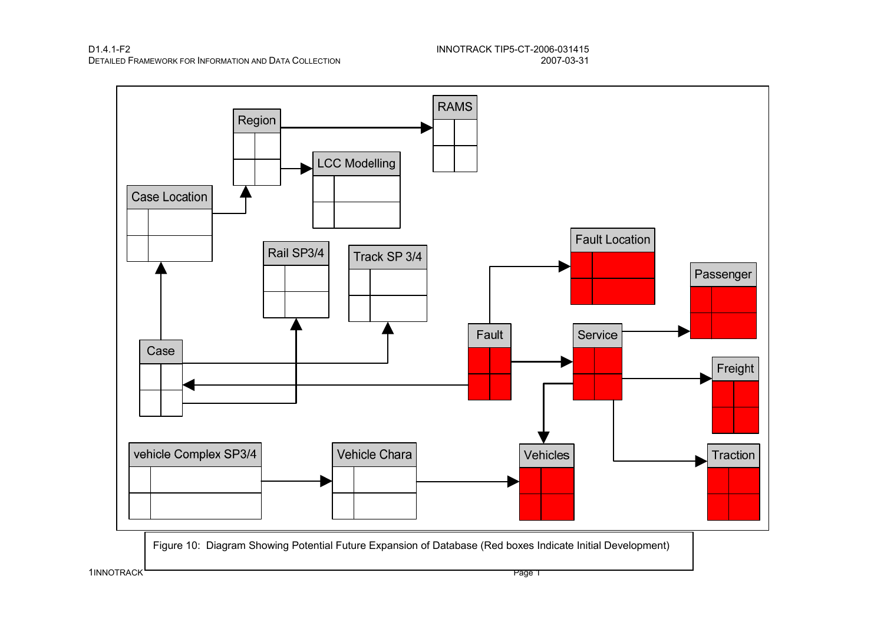Region

RAMS

LCC Modelling

Case Location

Rail SP3/4

Track SP 3/4

Fault Location

Passenger

Fault

Service

Case

Freight

vehicle Complex SP3/4

Vehicle Chara

Vehicles

Traction

Figure 10: Diagram Showing Potential Future Expansion of Database (Red boxes Indicate Initial Development)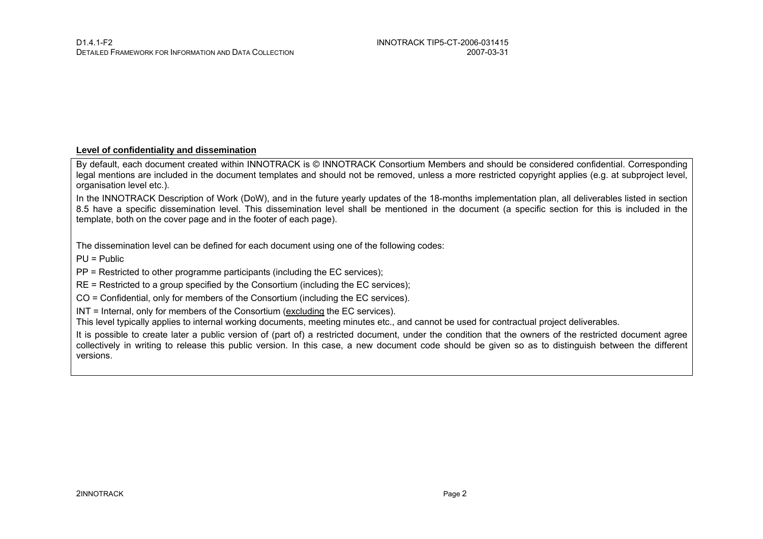**Level of confidentiality and dissemination**

By default, each document created within INNOTRACK is © INNOTRACK Consortium Members and should be considered confidential. Corresponding legal mentions are included in the document templates and should not be removed, unless a more restricted copyright applies (e.g. at subproject level, organisation level etc.).

In the INNOTRACK Description of Work (DoW), and in the future yearly updates of the 18-months implementation plan, all deliverables listed in section 8.5 have a specific dissemination level. This dissemination level shall be mentioned in the document (a specific section for this is included in the template, both on the cover page and in the footer of each page).

The dissemination level can be defined for each document using one of the following codes:

PU = Public

PP = Restricted to other programme participants (including the EC services);

RE = Restricted to a group specified by the Consortium (including the EC services);

CO = Confidential, only for members of the Consortium (including the EC services).

INT = Internal, only for members of the Consortium (excluding the EC services).
This level typically applies to internal working documents, meeting minutes etc., and cannot be used for contractual project deliverables.

It is possible to create later a public version of (part of) a restricted document, under the condition that the owners of the restricted document agree collectively in writing to release this public version. In this case, a new document code should be given so as to distinguish between the different versions.